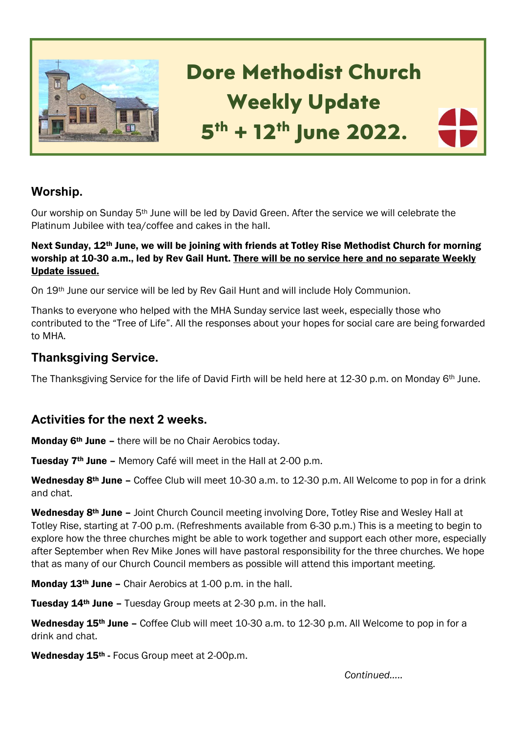# Dore Methodist Church Weekly Update 5th + 12th June 2022.

## Worship.

Our worship on Sunday 5th June will be led by David Green. After the service we will celebrate the Platinum Jubilee with tea/coffee and cakes in the hall.

**Next Sunday, 12th June, we will be joining with friends at Totley Rise Methodist Church for morning worship at 10-30 a.m., led by Rev Gail Hunt. <u>There will be no service here and no separate Weekly Update issued.</u>**

On 19th June our service will be led by Rev Gail Hunt and will include Holy Communion.

Thanks to everyone who helped with the MHA Sunday service last week, especially those who contributed to the "Tree of Life". All the responses about your hopes for social care are being forwarded to MHA.

## Thanksgiving Service.

The Thanksgiving Service for the life of David Firth will be held here at 12-30 p.m. on Monday 6th June.

## Activities for the next 2 weeks.

**Monday 6th June –** there will be no Chair Aerobics today.

**Tuesday 7th June –** Memory Café will meet in the Hall at 2-00 p.m.

**Wednesday 8th June –** Coffee Club will meet 10-30 a.m. to 12-30 p.m. All Welcome to pop in for a drink and chat.

**Wednesday 8th June –** Joint Church Council meeting involving Dore, Totley Rise and Wesley Hall at Totley Rise, starting at 7-00 p.m. (Refreshments available from 6-30 p.m.) This is a meeting to begin to explore how the three churches might be able to work together and support each other more, especially after September when Rev Mike Jones will have pastoral responsibility for the three churches. We hope that as many of our Church Council members as possible will attend this important meeting.

**Monday 13th June –** Chair Aerobics at 1-00 p.m. in the hall.

**Tuesday 14th June –** Tuesday Group meets at 2-30 p.m. in the hall.

**Wednesday 15th June –** Coffee Club will meet 10-30 a.m. to 12-30 p.m. All Welcome to pop in for a drink and chat.

**Wednesday 15th -** Focus Group meet at 2-00p.m.

*Continued…..*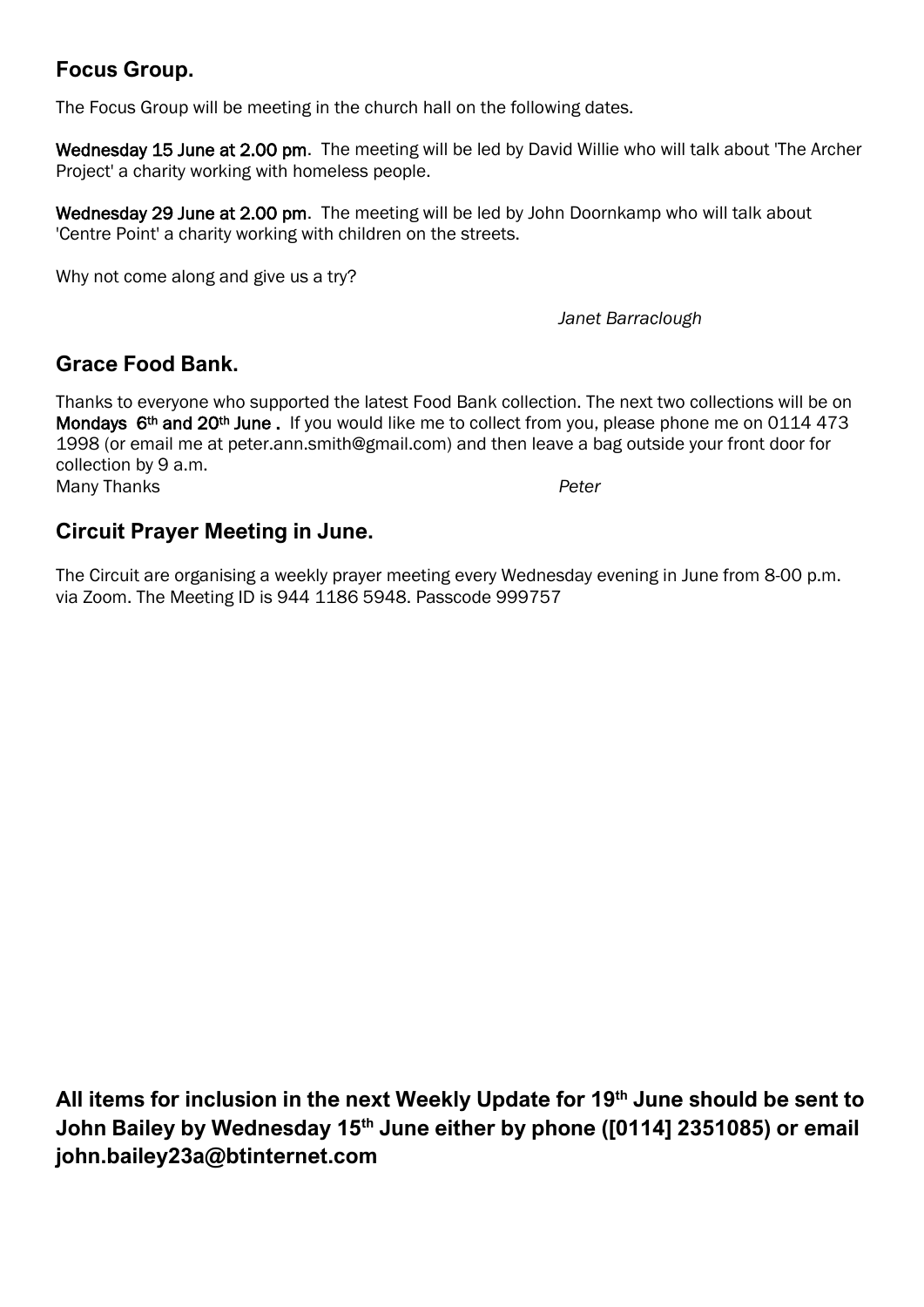## Focus Group.

The Focus Group will be meeting in the church hall on the following dates.

**Wednesday 15 June at 2.00 pm**. The meeting will be led by David Willie who will talk about 'The Archer Project' a charity working with homeless people.

**Wednesday 29 June at 2.00 pm**. The meeting will be led by John Doornkamp who will talk about 'Centre Point' a charity working with children on the streets.

Why not come along and give us a try?

*Janet Barraclough*

## Grace Food Bank.

Thanks to everyone who supported the latest Food Bank collection. The next two collections will be on **Mondays 6th and 20th June .** If you would like me to collect from you, please phone me on 0114 473 1998 (or email me at peter.ann.smith@gmail.com) and then leave a bag outside your front door for collection by 9 a.m.

Many Thanks *Peter*

## Circuit Prayer Meeting in June.

The Circuit are organising a weekly prayer meeting every Wednesday evening in June from 8-00 p.m. via Zoom. The Meeting ID is 944 1186 5948. Passcode 999757

**All items for inclusion in the next Weekly Update for 19th June should be sent to John Bailey by Wednesday 15th June either by phone ([0114] 2351085) or email john.bailey23a@btinternet.com**